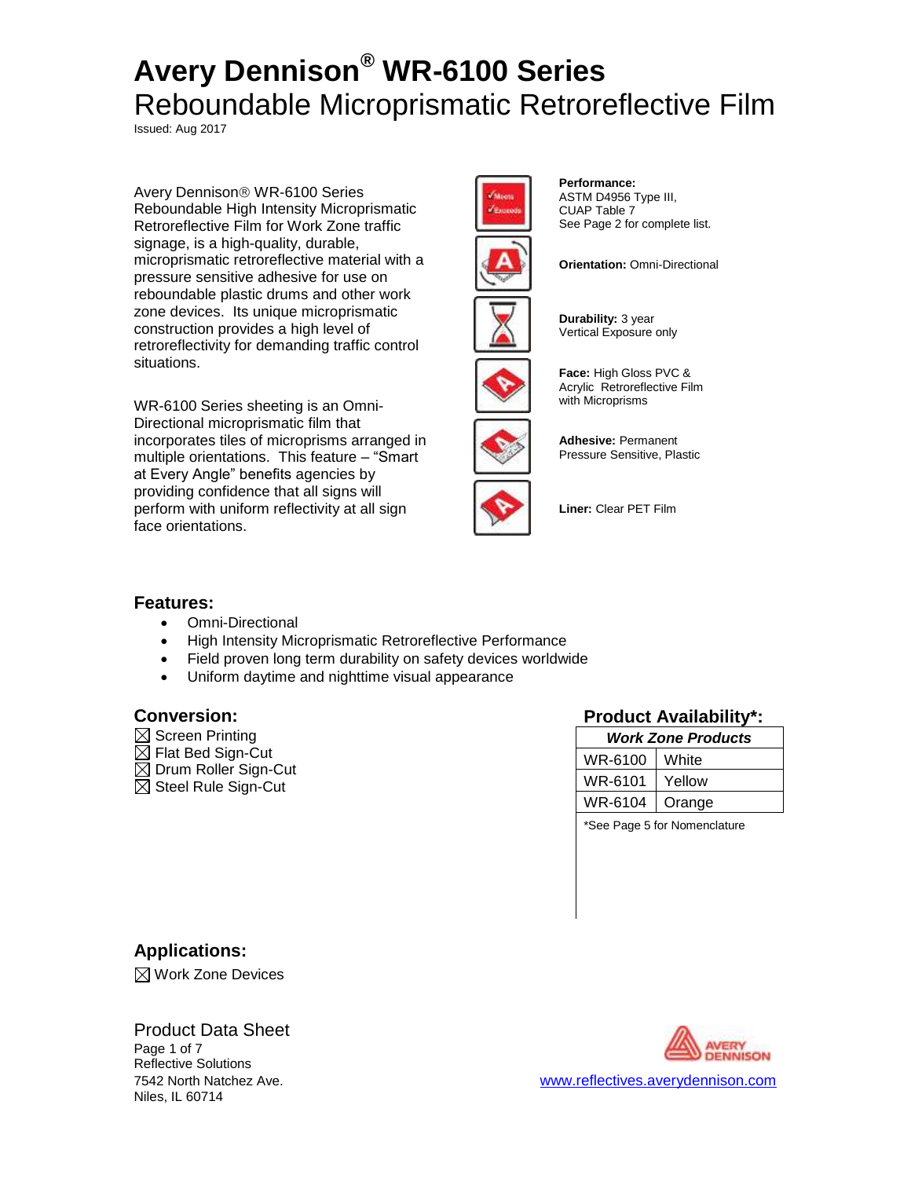# Avery Dennison® WR-6100 Series

## Reboundable Microprismatic Retroreflective Film

Issued: Aug 2017

Avery Dennison® WR-6100 Series Reboundable High Intensity Microprismatic Retroreflective Film for Work Zone traffic signage, is a high-quality, durable, microprismatic retroreflective material with a pressure sensitive adhesive for use on reboundable plastic drums and other work zone devices. Its unique microprismatic construction provides a high level of retroreflectivity for demanding traffic control situations.

WR-6100 Series sheeting is an Omni-Directional microprismatic film that incorporates tiles of microprisms arranged in multiple orientations. This feature – "Smart at Every Angle" benefits agencies by providing confidence that all signs will perform with uniform reflectivity at all sign face orientations.

**Performance:** ASTM D4956 Type III, CUAP Table 7
See Page 2 for complete list.

**Orientation:** Omni-Directional

**Durability:** 3 year
Vertical Exposure only

**Face:** High Gloss PVC & Acrylic Retroreflective Film with Microprisms

**Adhesive:** Permanent Pressure Sensitive, Plastic

**Liner:** Clear PET Film

### Features:

- Omni-Directional
- High Intensity Microprismatic Retroreflective Performance
- Field proven long term durability on safety devices worldwide
- Uniform daytime and nighttime visual appearance

### Conversion:

☒ Screen Printing
☒ Flat Bed Sign-Cut
☒ Drum Roller Sign-Cut
☒ Steel Rule Sign-Cut

### Product Availability*:

| *Work Zone Products* | |
|---|---|
| WR-6100 | White |
| WR-6101 | Yellow |
| WR-6104 | Orange |

*See Page 5 for Nomenclature

### Applications:

☒ Work Zone Devices

Product Data Sheet
Reflective Solutions
7542 North Natchez Ave.
Niles, IL 60714

www.reflectives.averydennison.com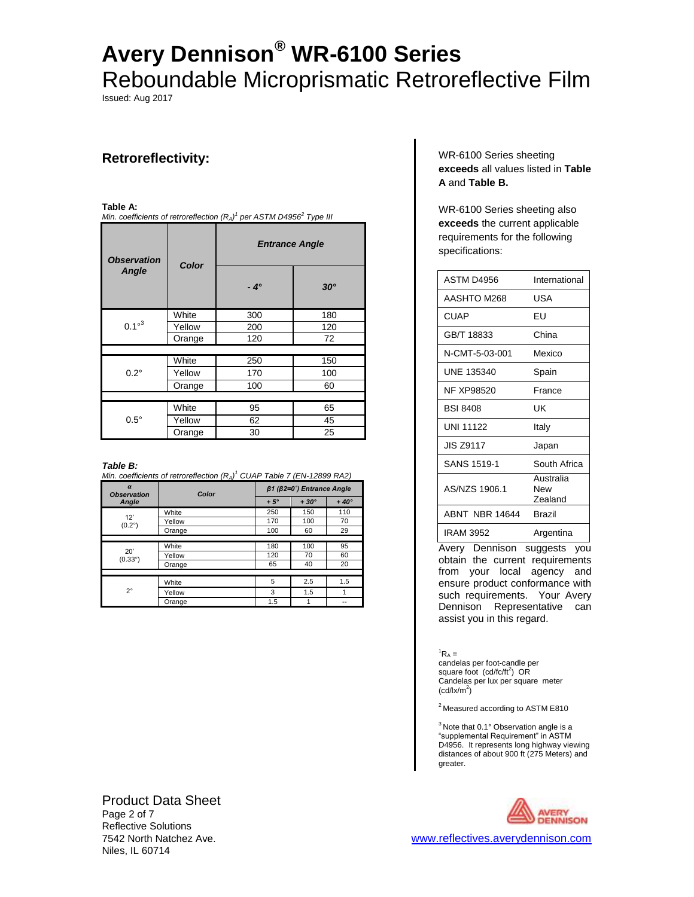# Avery Dennison® WR-6100 Series

Reboundable Microprismatic Retroreflective Film

Issued: Aug 2017

## Retroreflectivity:

**Table A:**

*Min. coefficients of retroreflection ($R_A$)[1] per ASTM D4956[2] Type III*

| Observation Angle | Color | Entrance Angle | |
|---|---|---|---|
| | | -4° | 30° |
| 0.1°[3] | White | 300 | 180 |
| | Yellow | 200 | 120 |
| | Orange | 120 | 72 |
| 0.2° | White | 250 | 150 |
| | Yellow | 170 | 100 |
| | Orange | 100 | 60 |
| 0.5° | White | 95 | 65 |
| | Yellow | 62 | 45 |
| | Orange | 30 | 25 |

***Table B:***

*Min. coefficients of retroreflection ($R_A$)[1] CUAP Table 7 (EN-12899 RA2)*

| α Observation Angle | Color | β1 (β2=0˚) Entrance Angle | | |
|---|---|---|---|---|
| | | + 5° | + 30° | + 40° |
| 12' (0.2°) | White | 250 | 150 | 110 |
| | Yellow | 170 | 100 | 70 |
| | Orange | 100 | 60 | 29 |
| 20' (0.33°) | White | 180 | 100 | 95 |
| | Yellow | 120 | 70 | 60 |
| | Orange | 65 | 40 | 20 |
| 2° | White | 5 | 2.5 | 1.5 |
| | Yellow | 3 | 1.5 | 1 |
| | Orange | 1.5 | 1 | -- |

WR-6100 Series sheeting **exceeds** all values listed in **Table A** and **Table B.**

WR-6100 Series sheeting also **exceeds** the current applicable requirements for the following specifications:

| Specification | Region |
|---|---|
| ASTM D4956 | International |
| AASHTO M268 | USA |
| CUAP | EU |
| GB/T 18833 | China |
| N-CMT-5-03-001 | Mexico |
| UNE 135340 | Spain |
| NF XP98520 | France |
| BSI 8408 | UK |
| UNI 11122 | Italy |
| JIS Z9117 | Japan |
| SANS 1519-1 | South Africa |
| AS/NZS 1906.1 | Australia New Zealand |
| ABNT NBR 14644 | Brazil |
| IRAM 3952 | Argentina |

Avery Dennison suggests you obtain the current requirements from your local agency and ensure product conformance with such requirements. Your Avery Dennison Representative can assist you in this regard.

[1] $R_A$ = candelas per foot-candle per square foot (cd/fc/ft$^2$) OR Candelas per lux per square meter (cd/lx/m$^2$)

[2] Measured according to ASTM E810

[3] Note that 0.1° Observation angle is a "supplemental Requirement" in ASTM D4956. It represents long highway viewing distances of about 900 ft (275 Meters) and greater.

Product Data Sheet

Reflective Solutions
7542 North Natchez Ave.
Niles, IL 60714

www.reflectives.averydennison.com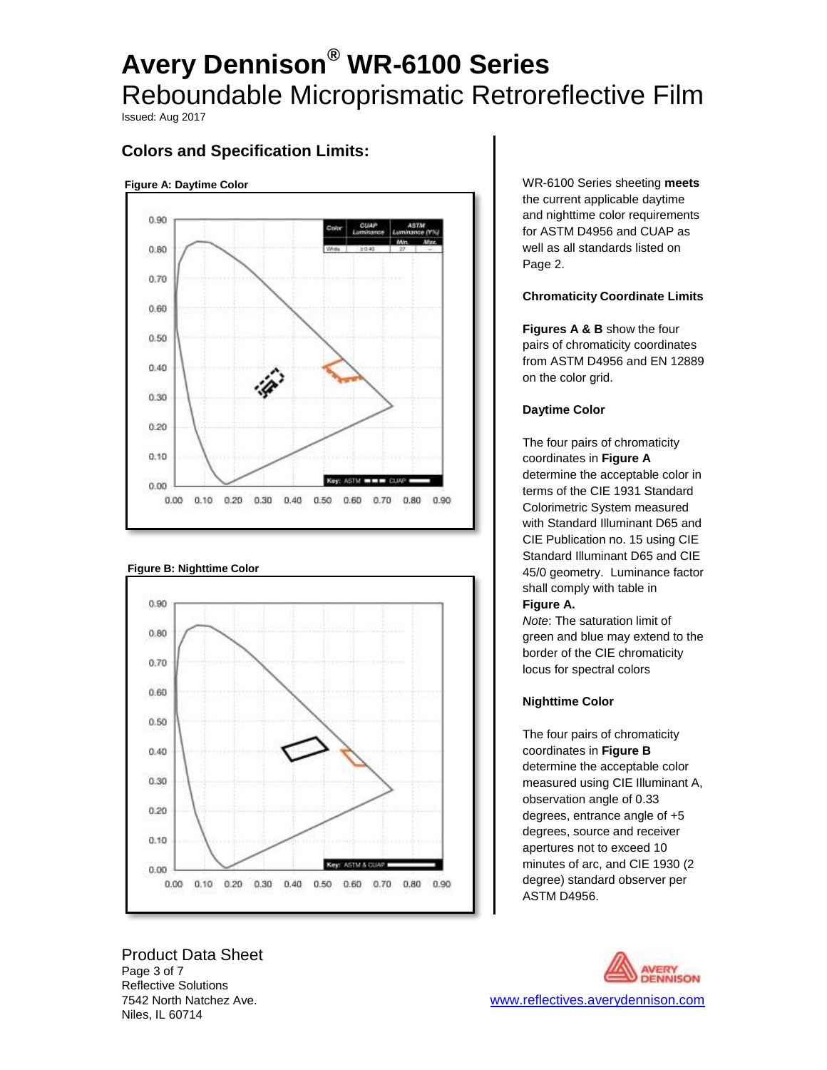# Avery Dennison® WR-6100 Series

## Reboundable Microprismatic Retroreflective Film

Issued: Aug 2017

### Colors and Specification Limits:

**Figure A: Daytime Color**

| Color | CUAP Luminance | ASTM Luminance (Y%) Min. | ASTM Luminance (Y%) Max. |
|---|---|---|---|
| White | ≥ 0.40 | 27 | — |

Key: ASTM ▪▪▪ CUAP ▬

**Figure B: Nighttime Color**

Key: ASTM & CUAP ▬

WR-6100 Series sheeting **meets** the current applicable daytime and nighttime color requirements for ASTM D4956 and CUAP as well as all standards listed on Page 2.

#### Chromaticity Coordinate Limits

**Figures A & B** show the four pairs of chromaticity coordinates from ASTM D4956 and EN 12889 on the color grid.

#### Daytime Color

The four pairs of chromaticity coordinates in **Figure A** determine the acceptable color in terms of the CIE 1931 Standard Colorimetric System measured with Standard Illuminant D65 and CIE Publication no. 15 using CIE Standard Illuminant D65 and CIE 45/0 geometry. Luminance factor shall comply with table in **Figure A.**

*Note*: The saturation limit of green and blue may extend to the border of the CIE chromaticity locus for spectral colors

#### Nighttime Color

The four pairs of chromaticity coordinates in **Figure B** determine the acceptable color measured using CIE Illuminant A, observation angle of 0.33 degrees, entrance angle of +5 degrees, source and receiver apertures not to exceed 10 minutes of arc, and CIE 1930 (2 degree) standard observer per ASTM D4956.

Product Data Sheet

Reflective Solutions
7542 North Natchez Ave.
Niles, IL 60714

www.reflectives.averydennison.com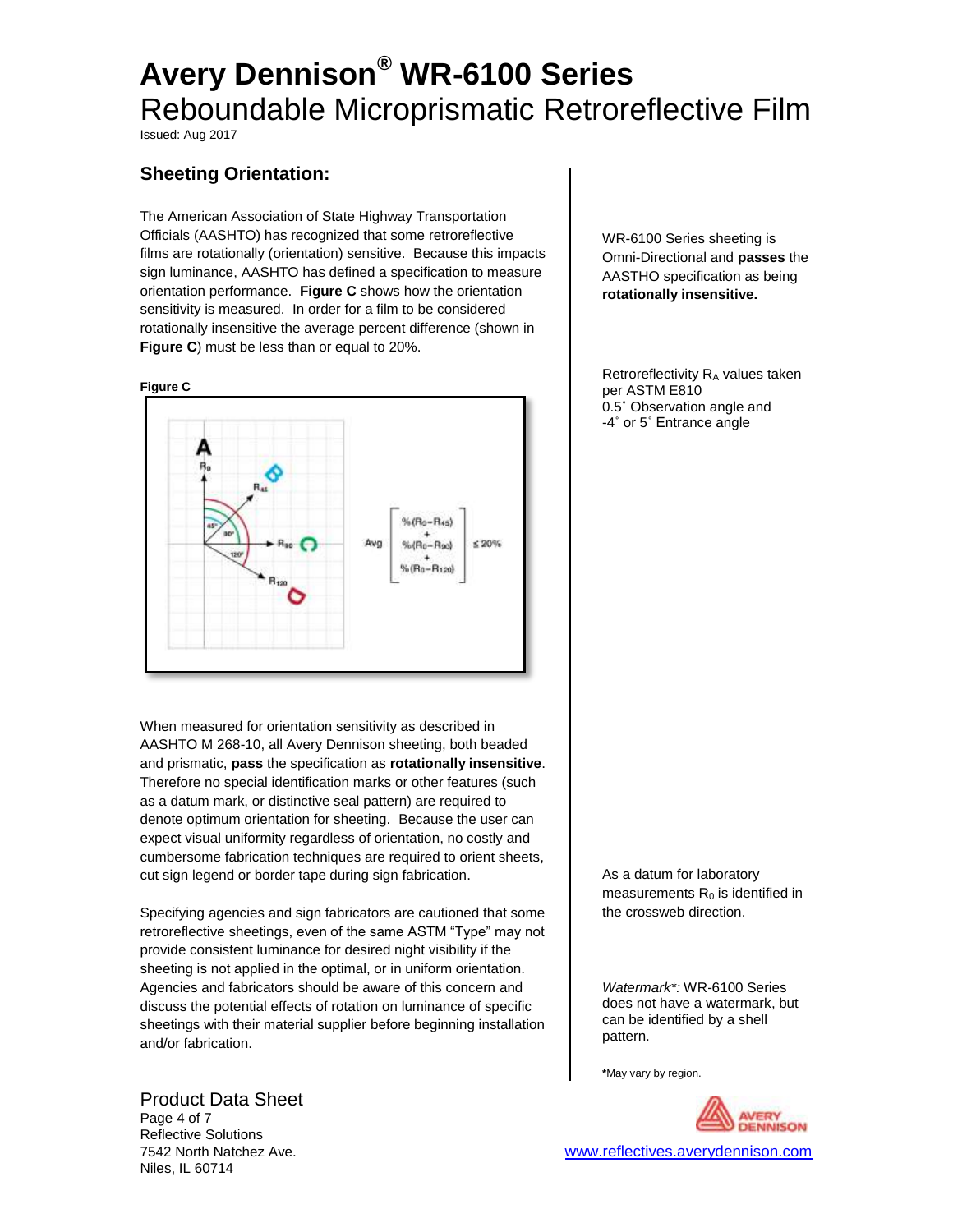# Avery Dennison® WR-6100 Series

## Rebooundable Microprismatic Retroreflective Film

Issued: Aug 2017

### Sheeting Orientation:

The American Association of State Highway Transportation Officials (AASHTO) has recognized that some retroreflective films are rotationally (orientation) sensitive. Because this impacts sign luminance, AASHTO has defined a specification to measure orientation performance. **Figure C** shows how the orientation sensitivity is measured. In order for a film to be considered rotationally insensitive the average percent difference (shown in **Figure C**) must be less than or equal to 20%.

WR-6100 Series sheeting is Omni-Directional and **passes** the AASTHO specification as being **rotationally insensitive.**

Retroreflectivity $R_A$ values taken per ASTM E810 0.5˚ Observation angle and -4˚ or 5˚ Entrance angle

**Figure C**

$$\text{Avg}\begin{bmatrix} \%(R_0-R_{45}) \\ + \\ \%(R_0-R_{90}) \\ + \\ \%(R_0-R_{120}) \end{bmatrix} \leq 20\%$$

When measured for orientation sensitivity as described in AASHTO M 268-10, all Avery Dennison sheeting, both beaded and prismatic, **pass** the specification as **rotationally insensitive**. Therefore no special identification marks or other features (such as a datum mark, or distinctive seal pattern) are required to denote optimum orientation for sheeting. Because the user can expect visual uniformity regardless of orientation, no costly and cumbersome fabrication techniques are required to orient sheets, cut sign legend or border tape during sign fabrication.

As a datum for laboratory measurements $R_0$ is identified in the crossweb direction.

Specifying agencies and sign fabricators are cautioned that some retroreflective sheetings, even of the same ASTM "Type" may not provide consistent luminance for desired night visibility if the sheeting is not applied in the optimal, or in uniform orientation. Agencies and fabricators should be aware of this concern and discuss the potential effects of rotation on luminance of specific sheetings with their material supplier before beginning installation and/or fabrication.

*Watermark*:* WR-6100 Series does not have a watermark, but can be identified by a shell pattern.

***May vary by region.**

Product Data Sheet
Reflective Solutions
7542 North Natchez Ave.
Niles, IL 60714

www.reflectives.averydennison.com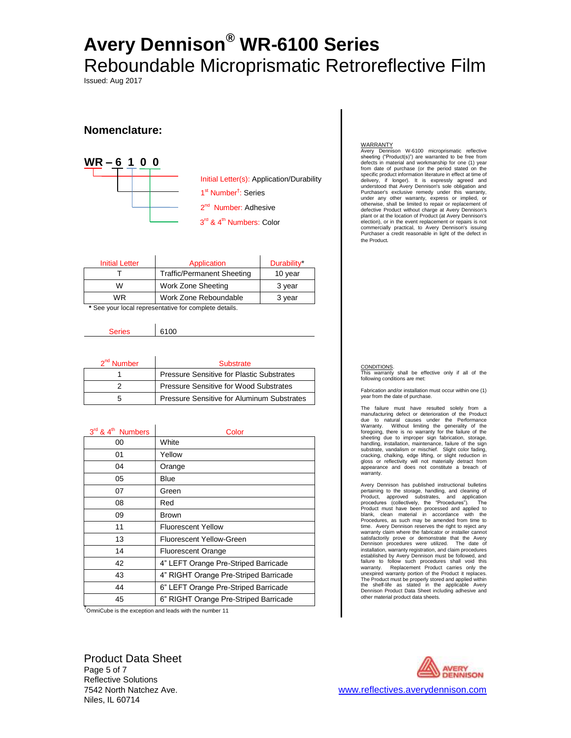# Avery Dennison® WR-6100 Series

Reboundable Microprismatic Retroreflective Film

Issued: Aug 2017

## Nomenclature:

**WR – 6 1 0 0**

- Initial Letter(s): Application/Durability
- 1st Number†: Series
- 2nd Number: Adhesive
- 3rd & 4th Numbers: Color

| Initial Letter | Application | Durability* |
|---|---|---|
| T | Traffic/Permanent Sheeting | 10 year |
| W | Work Zone Sheeting | 3 year |
| WR | Work Zone Reboundable | 3 year |

**\*** See your local representative for complete details.

| Series | 6100 |
|---|---|

| 2nd Number | Substrate |
|---|---|
| 1 | Pressure Sensitive for Plastic Substrates |
| 2 | Pressure Sensitive for Wood Substrates |
| 5 | Pressure Sensitive for Aluminum Substrates |

| 3rd & 4th Numbers | Color |
|---|---|
| 00 | White |
| 01 | Yellow |
| 04 | Orange |
| 05 | Blue |
| 07 | Green |
| 08 | Red |
| 09 | Brown |
| 11 | Fluorescent Yellow |
| 13 | Fluorescent Yellow-Green |
| 14 | Fluorescent Orange |
| 42 | 4" LEFT Orange Pre-Striped Barricade |
| 43 | 4" RIGHT Orange Pre-Striped Barricade |
| 44 | 6" LEFT Orange Pre-Striped Barricade |
| 45 | 6" RIGHT Orange Pre-Striped Barricade |

†OmniCube is the exception and leads with the number 11

WARRANTY

Avery Dennison W-6100 microprismatic reflective sheeting ("Product(s)") are warranted to be free from defects in material and workmanship for one (1) year from date of purchase (or the period stated on the specific product information literature in effect at time of delivery, if longer). It is expressly agreed and understood that Avery Dennison's sole obligation and Purchaser's exclusive remedy under this warranty, under any other warranty, express or implied, or otherwise, shall be limited to repair or replacement of defective Product without charge at Avery Dennison's plant or at the location of Product (at Avery Dennison's election), or in the event replacement or repairs is not commercially practical, to Avery Dennison's issuing Purchaser a credit reasonable in light of the defect in the Product.

CONDITIONS.

This warranty shall be effective only if all of the following conditions are met:

Fabrication and/or installation must occur within one (1) year from the date of purchase.

The failure must have resulted solely from a manufacturing defect or deterioration of the Product due to natural causes under the Performance Warranty. Without limiting the generality of the foregoing, there is no warranty for the failure of the sheeting due to improper sign fabrication, storage, handling, installation, maintenance, failure of the sign substrate, vandalism or mischief. Slight color fading, cracking, chalking, edge lifting, or slight reduction in gloss or reflectivity will not materially detract from appearance and does not constitute a breach of warranty.

Avery Dennison has published instructional bulletins pertaining to the storage, handling, and cleaning of Product, approved substrates, and application procedures (collectively, the "Procedures"). The Product must have been processed and applied to blank, clean material in accordance with the Procedures, as such may be amended from time to time. Avery Dennison reserves the right to reject any warranty claim where the fabricator or installer cannot satisfactorily prove or demonstrate that the Avery Dennison procedures were utilized. The date of installation, warranty registration, and claim procedures established by Avery Dennison must be followed, and failure to follow such procedures shall void this warranty. Replacement Product carries only the unexpired warranty portion of the Product it replaces. The Product must be properly stored and applied within the shelf-life as stated in the applicable Avery Dennison Product Data Sheet including adhesive and other material product data sheets.

Product Data Sheet

Reflective Solutions
7542 North Natchez Ave.
Niles, IL 60714

www.reflectives.averydennison.com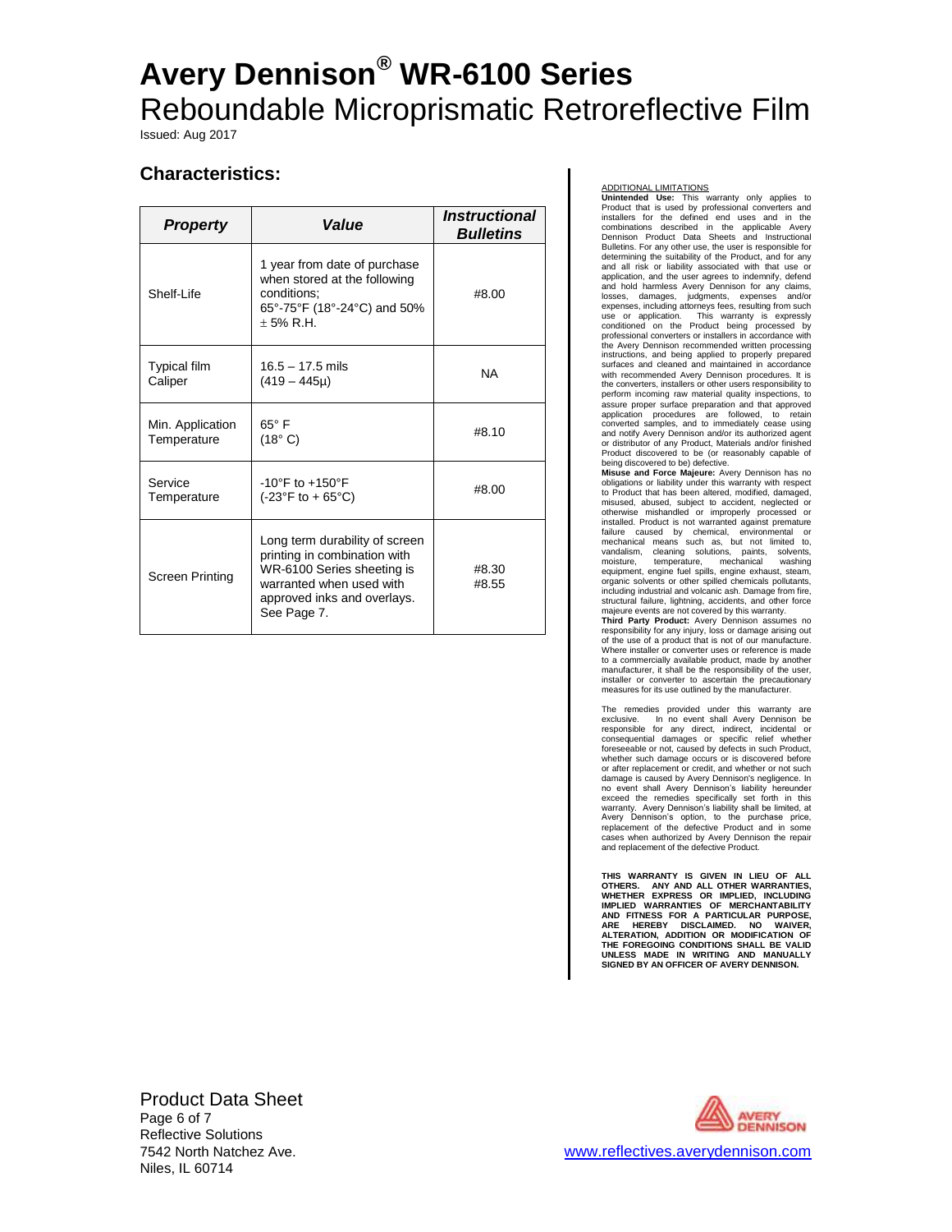# Avery Dennison® WR-6100 Series

Reboundable Microprismatic Retroreflective Film

Issued: Aug 2017

## Characteristics:

| Property | Value | Instructional Bulletins |
| --- | --- | --- |
| Shelf-Life | 1 year from date of purchase when stored at the following conditions; 65°-75°F (18°-24°C) and 50% ± 5% R.H. | #8.00 |
| Typical film Caliper | 16.5 – 17.5 mils (419 – 445μ) | NA |
| Min. Application Temperature | 65° F (18° C) | #8.10 |
| Service Temperature | -10°F to +150°F (-23°F to + 65°C) | #8.00 |
| Screen Printing | Long term durability of screen printing in combination with WR-6100 Series sheeting is warranted when used with approved inks and overlays. See Page 7. | #8.30 #8.55 |

ADDITIONAL LIMITATIONS

**Unintended Use:** This warranty only applies to Product that is used by professional converters and installers for the defined end uses and in the combinations described in the applicable Avery Dennison Product Data Sheets and Instructional Bulletins. For any other use, the user is responsible for determining the suitability of the Product, and for any and all risk or liability associated with that use or application, and the user agrees to indemnify, defend and hold harmless Avery Dennison for any claims, losses, damages, judgments, expenses and/or expenses, including attorneys fees, resulting from such use or application. This warranty is expressly conditioned on the Product being processed by professional converters or installers in accordance with the Avery Dennison recommended written processing instructions, and being applied to properly prepared surfaces and cleaned and maintained in accordance with recommended Avery Dennison procedures. It is the converters, installers or other users responsibility to perform incoming raw material quality inspections, to assure proper surface preparation and that approved application procedures are followed, to retain converted samples, and to immediately cease using and notify Avery Dennison and/or its authorized agent or distributor of any Product, Materials and/or finished Product discovered to be (or reasonably capable of being discovered to be) defective.

**Misuse and Force Majeure:** Avery Dennison has no obligations or liability under this warranty with respect to Product that has been altered, modified, damaged, misused, abused, subject to accident, neglected or otherwise mishandled or improperly processed or installed. Product is not warranted against premature failure caused by chemical, environmental or mechanical means such as, but not limited to, vandalism, cleaning solutions, paints, solvents, moisture, temperature, mechanical washing equipment, engine fuel spills, engine exhaust, steam, organic solvents or other spilled chemicals pollutants, including industrial and volcanic ash. Damage from fire, structural failure, lightning, accidents, and other force majeure events are not covered by this warranty.

**Third Party Product:** Avery Dennison assumes no responsibility for any injury, loss or damage arising out of the use of a product that is not of our manufacture. Where installer or converter uses or reference is made to a commercially available product, made by another manufacturer, it shall be the responsibility of the user, installer or converter to ascertain the precautionary measures for its use outlined by the manufacturer.

The remedies provided under this warranty are exclusive. In no event shall Avery Dennison be responsible for any direct, indirect, incidental or consequential damages or specific relief whether foreseeable or not, caused by defects in such Product, whether such damage occurs or is discovered before or after replacement or credit, and whether or not such damage is caused by Avery Dennison's negligence. In no event shall Avery Dennison's liability hereunder exceed the remedies specifically set forth in this warranty. Avery Dennison's liability shall be limited, at Avery Dennison's option, to the purchase price, replacement of the defective Product and in some cases when authorized by Avery Dennison the repair and replacement of the defective Product.

**THIS WARRANTY IS GIVEN IN LIEU OF ALL OTHERS. ANY AND ALL OTHER WARRANTIES, WHETHER EXPRESS OR IMPLIED, INCLUDING IMPLIED WARRANTIES OF MERCHANTABILITY AND FITNESS FOR A PARTICULAR PURPOSE, ARE HEREBY DISCLAIMED. NO WAIVER, ALTERATION, ADDITION OR MODIFICATION OF THE FOREGOING CONDITIONS SHALL BE VALID UNLESS MADE IN WRITING AND MANUALLY SIGNED BY AN OFFICER OF AVERY DENNISON.**

Product Data Sheet

Reflective Solutions
7542 North Natchez Ave.
Niles, IL 60714

www.reflectives.averydennison.com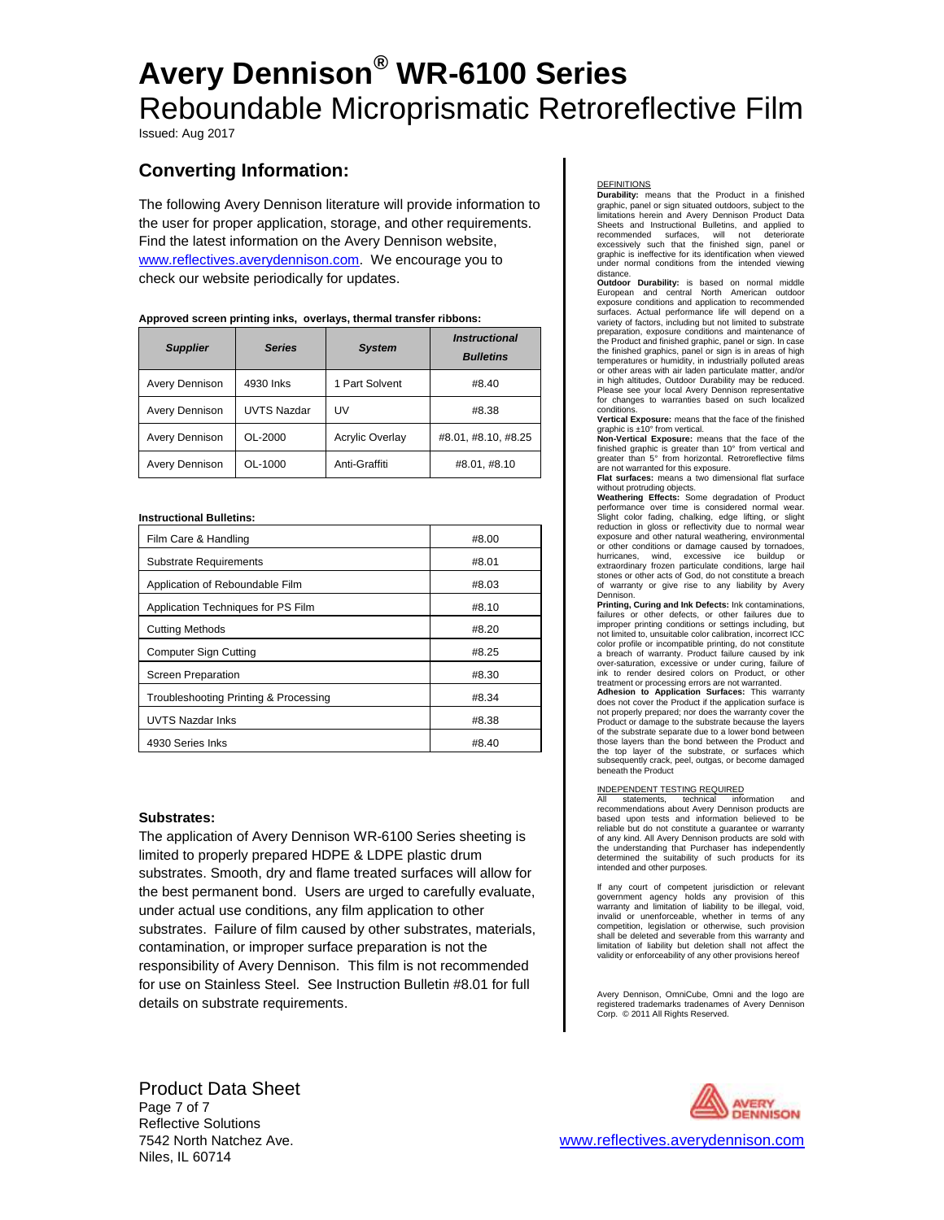# Avery Dennison® WR-6100 Series

Reboundable Microprismatic Retroreflective Film

Issued: Aug 2017

## Converting Information:

The following Avery Dennison literature will provide information to the user for proper application, storage, and other requirements. Find the latest information on the Avery Dennison website, www.reflectives.averydennison.com. We encourage you to check our website periodically for updates.

**Approved screen printing inks, overlays, thermal transfer ribbons:**

| *Supplier* | *Series* | *System* | *Instructional Bulletins* |
|---|---|---|---|
| Avery Dennison | 4930 Inks | 1 Part Solvent | #8.40 |
| Avery Dennison | UVTS Nazdar | UV | #8.38 |
| Avery Dennison | OL-2000 | Acrylic Overlay | #8.01, #8.10, #8.25 |
| Avery Dennison | OL-1000 | Anti-Graffiti | #8.01, #8.10 |

**Instructional Bulletins:**

| | |
|---|---|
| Film Care & Handling | #8.00 |
| Substrate Requirements | #8.01 |
| Application of Reboundable Film | #8.03 |
| Application Techniques for PS Film | #8.10 |
| Cutting Methods | #8.20 |
| Computer Sign Cutting | #8.25 |
| Screen Preparation | #8.30 |
| Troubleshooting Printing & Processing | #8.34 |
| UVTS Nazdar Inks | #8.38 |
| 4930 Series Inks | #8.40 |

### Substrates:

The application of Avery Dennison WR-6100 Series sheeting is limited to properly prepared HDPE & LDPE plastic drum substrates. Smooth, dry and flame treated surfaces will allow for the best permanent bond. Users are urged to carefully evaluate, under actual use conditions, any film application to other substrates. Failure of film caused by other substrates, materials, contamination, or improper surface preparation is not the responsibility of Avery Dennison. This film is not recommended for use on Stainless Steel. See Instruction Bulletin #8.01 for full details on substrate requirements.

DEFINITIONS

**Durability:** means that the Product in a finished graphic, panel or sign situated outdoors, subject to the limitations herein and Avery Dennison Product Data Sheets and Instructional Bulletins, and applied to recommended surfaces, will not deteriorate excessively such that the finished sign, panel or graphic is ineffective for its identification when viewed under normal conditions from the intended viewing distance.

**Outdoor Durability:** is based on normal middle European and central North American outdoor exposure conditions and application to recommended surfaces. Actual performance life will depend on a variety of factors, including but not limited to substrate preparation, exposure conditions and maintenance of the Product and finished graphic, panel or sign. In case the finished graphics, panel or sign is in areas of high temperatures or humidity, in industrially polluted areas or other areas with air laden particulate matter, and/or in high altitudes, Outdoor Durability may be reduced. Please see your local Avery Dennison representative for changes to warranties based on such localized conditions.

**Vertical Exposure:** means that the face of the finished graphic is ±10° from vertical.

**Non-Vertical Exposure:** means that the face of the finished graphic is greater than 10° from vertical and greater than 5° from horizontal. Retroreflective films are not warranted for this exposure.

**Flat surfaces:** means a two dimensional flat surface without protruding objects.

**Weathering Effects:** Some degradation of Product performance over time is considered normal wear. Slight color fading, chalking, edge lifting, or slight reduction in gloss or reflectivity due to normal wear exposure and other natural weathering, environmental or other conditions or damage caused by tornadoes, hurricanes, wind, excessive ice buildup or extraordinary frozen particulate conditions, large hail stones or other acts of God, do not constitute a breach of warranty or give rise to any liability by Avery Dennison.

**Printing, Curing and Ink Defects:** Ink contaminations, failures or other defects, or other failures due to improper printing conditions or settings including, but not limited to, unsuitable color calibration, incorrect ICC color profile or incompatible printing, do not constitute a breach of warranty. Product failure caused by ink over-saturation, excessive or under curing, failure of ink to render desired colors on Product, or other treatment or processing errors are not warranted.

**Adhesion to Application Surfaces:** This warranty does not cover the Product if the application surface is not properly prepared; nor does the warranty cover the Product or damage to the substrate because the layers of the substrate separate due to a lower bond between those layers than the bond between the Product and the top layer of the substrate, or surfaces which subsequently crack, peel, outgas, or become damaged beneath the Product

INDEPENDENT TESTING REQUIRED

All statements, technical information and recommendations about Avery Dennison products are based upon tests and information believed to be reliable but do not constitute a guarantee or warranty of any kind. All Avery Dennison products are sold with the understanding that Purchaser has independently determined the suitability of such products for its intended and other purposes.

If any court of competent jurisdiction or relevant government agency holds any provision of this warranty and limitation of liability to be illegal, void, invalid or unenforceable, whether in terms of any competition, legislation or otherwise, such provision shall be deleted and severable from this warranty and limitation of liability but deletion shall not affect the validity or enforceability of any other provisions hereof

Avery Dennison, OmniCube, Omni and the logo are registered trademarks tradenames of Avery Dennison Corp. © 2011 All Rights Reserved.

Product Data Sheet

Reflective Solutions
7542 North Natchez Ave.
Niles, IL 60714

www.reflectives.averydennison.com